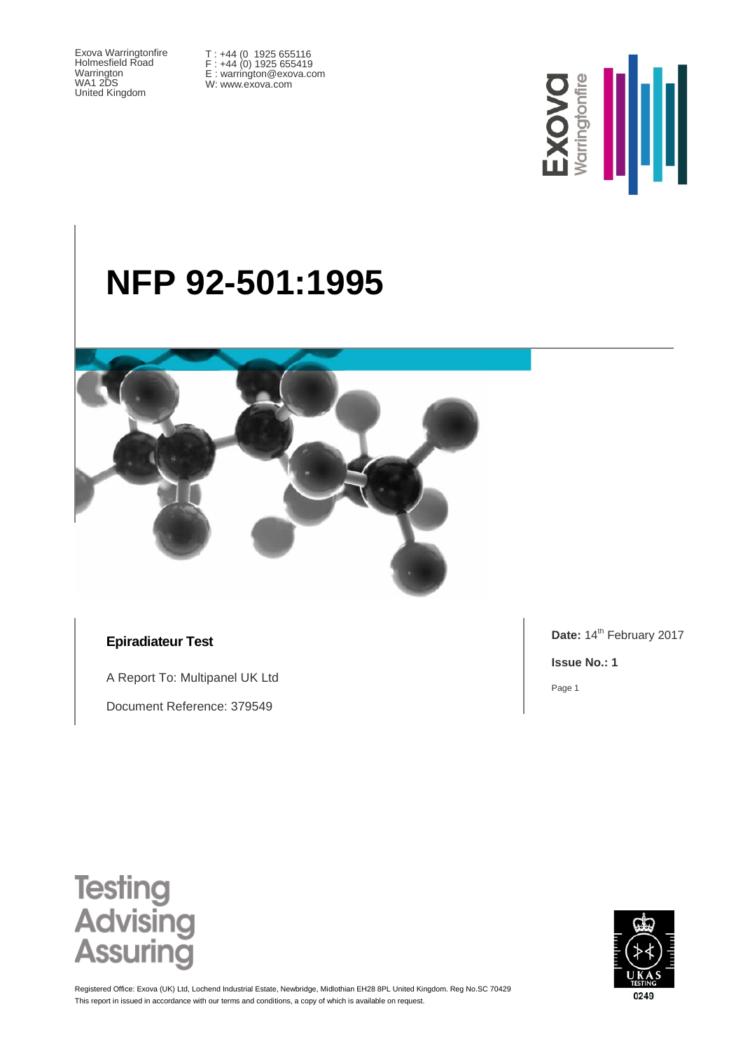Exova Warringtonfire
Holmesfield Road
Warrington
WA1 2DS
United Kingdom

T : +44 (0 1925 655116
F : +44 (0) 1925 655419
E : warrington@exova.com
W: www.exova.com

# NFP 92-501:1995

**Epiradiateur Test**

A Report To: Multipanel UK Ltd

Document Reference: 379549

**Date:** 14th February 2017

**Issue No.: 1**

Testing
Advising
Assuring

Registered Office: Exova (UK) Ltd, Lochend Industrial Estate, Newbridge, Midlothian EH28 8PL United Kingdom. Reg No.SC 70429
This report in issued in accordance with our terms and conditions, a copy of which is available on request.

UKAS TESTING 0249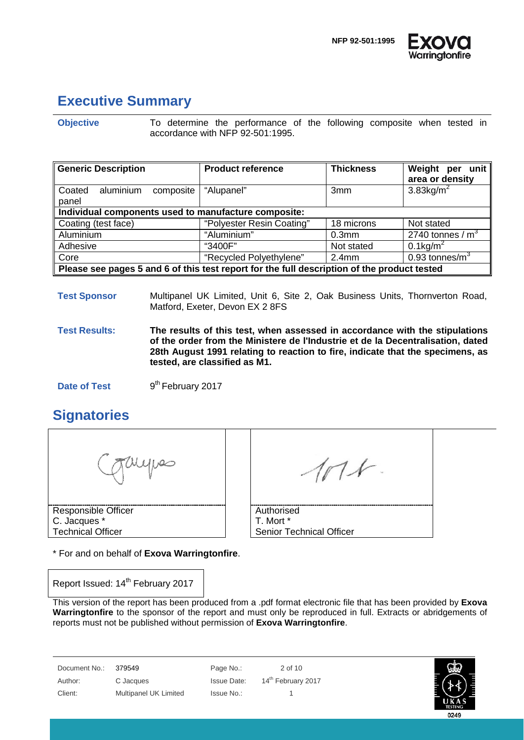## Executive Summary

**Objective** To determine the performance of the following composite when tested in accordance with NFP 92-501:1995.

| Generic Description | Product reference | Thickness | Weight per unit area or density |
|---|---|---|---|
| Coated aluminium composite panel | "Alupanel" | 3mm | $3.83kg/m^2$ |
| **Individual components used to manufacture composite:** | | | |
| Coating (test face) | "Polyester Resin Coating" | 18 microns | Not stated |
| Aluminium | "Aluminium" | 0.3mm | 2740 tonnes / $m^3$ |
| Adhesive | "3400F" | Not stated | $0.1kg/m^2$ |
| Core | "Recycled Polyethylene" | 2.4mm | 0.93 tonnes/$m^3$ |
| **Please see pages 5 and 6 of this test report for the full description of the product tested** | | | |

**Test Sponsor** Multipanel UK Limited, Unit 6, Site 2, Oak Business Units, Thornverton Road, Matford, Exeter, Devon EX 2 8FS

**Test Results:** **The results of this test, when assessed in accordance with the stipulations of the order from the Ministere de l'Industrie et de la Decentralisation, dated 28th August 1991 relating to reaction to fire, indicate that the specimens, as tested, are classified as M1.**

**Date of Test** 9th February 2017

## Signatories

| Responsible Officer | Authorised |
|---|---|
| C. Jacques * | T. Mort * |
| Technical Officer | Senior Technical Officer |

\* For and on behalf of **Exova Warringtonfire**.

Report Issued: 14th February 2017

This version of the report has been produced from a .pdf format electronic file that has been provided by **Exova Warringtonfire** to the sponsor of the report and must only be reproduced in full. Extracts or abridgements of reports must not be published without permission of **Exova Warringtonfire**.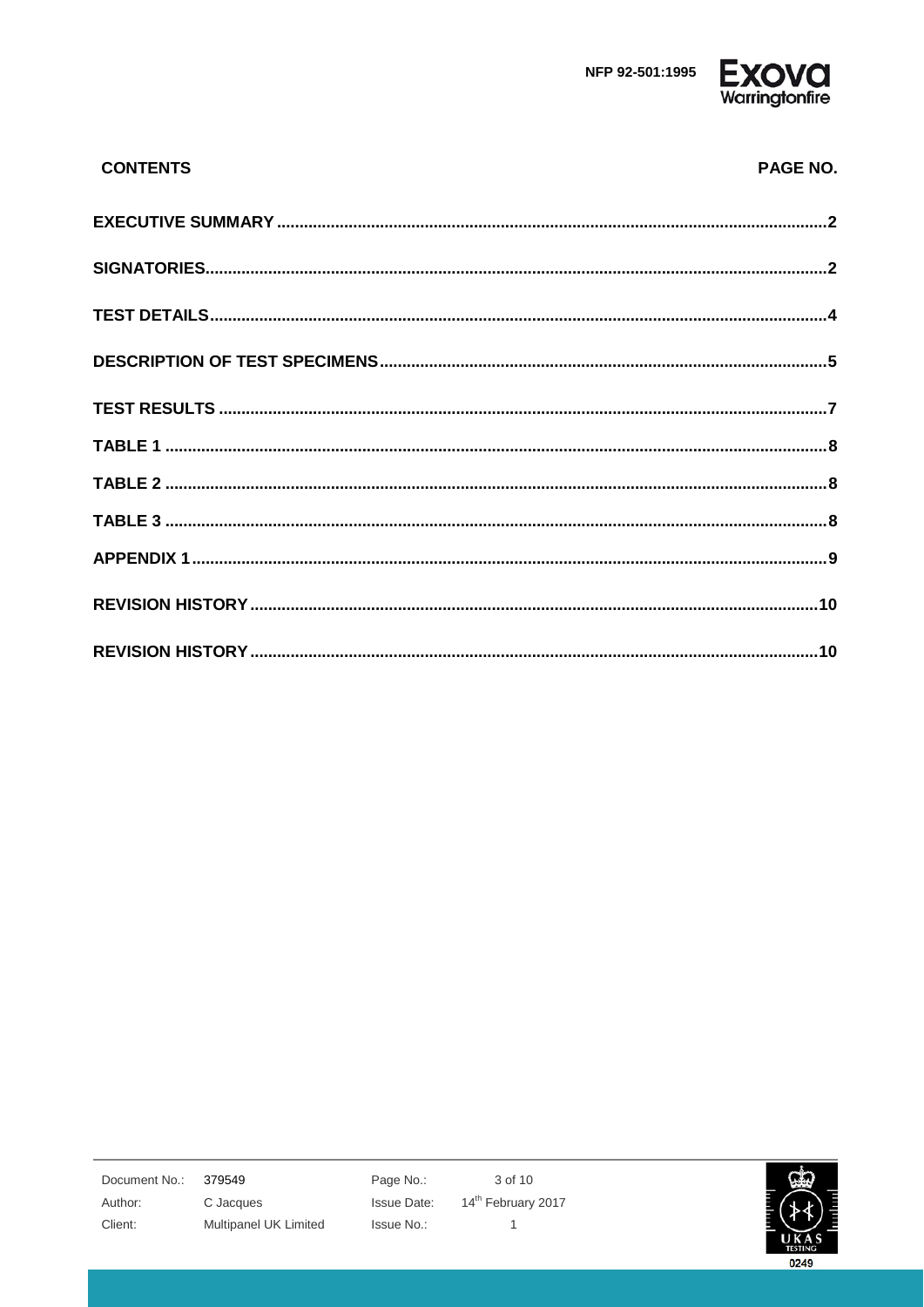| CONTENTS | PAGE NO. |
|---|---|
| EXECUTIVE SUMMARY | 2 |
| SIGNATORIES | 2 |
| TEST DETAILS | 4 |
| DESCRIPTION OF TEST SPECIMENS | 5 |
| TEST RESULTS | 7 |
| TABLE 1 | 8 |
| TABLE 2 | 8 |
| TABLE 3 | 8 |
| APPENDIX 1 | 9 |
| REVISION HISTORY | 10 |
| REVISION HISTORY | 10 |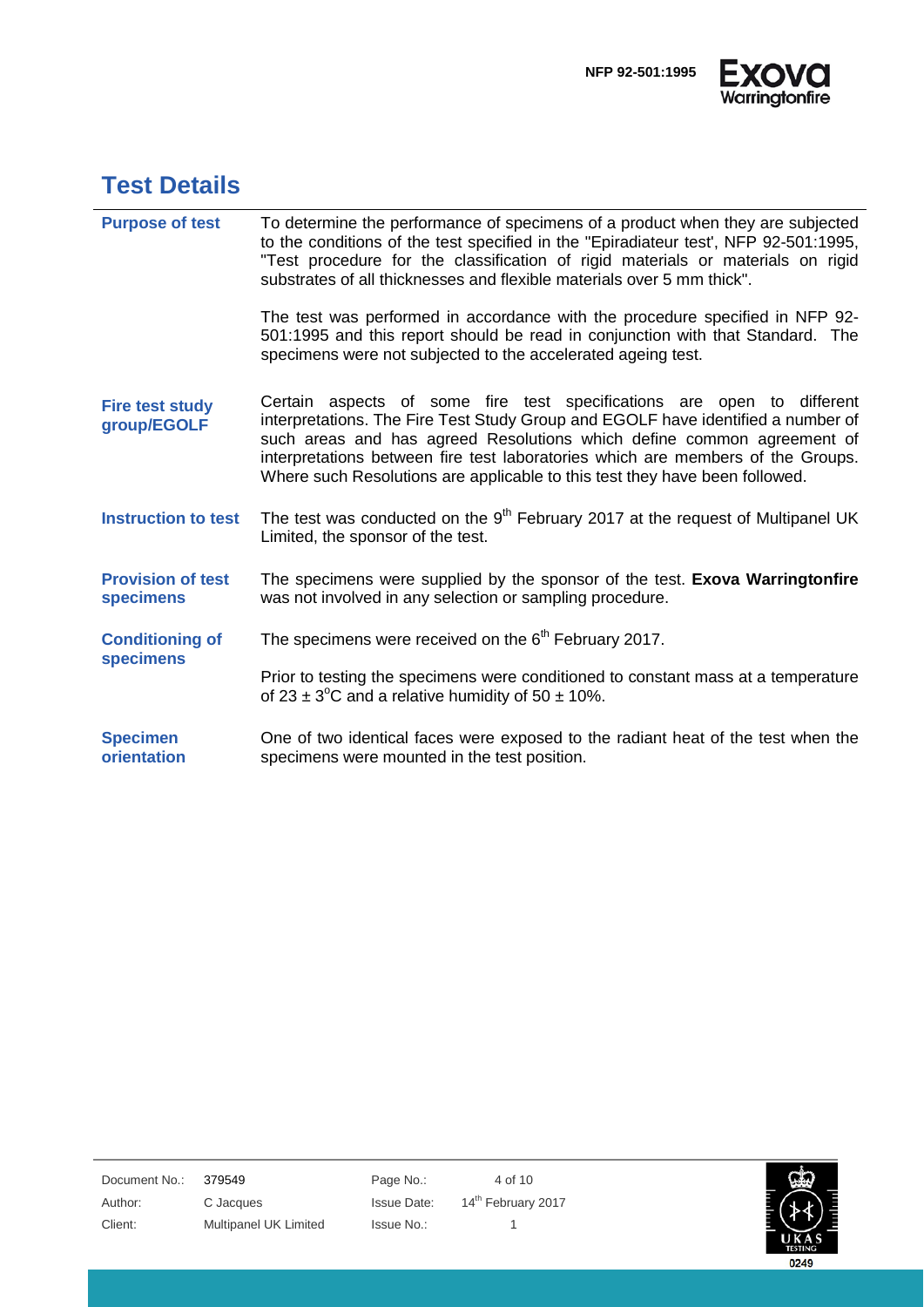# Test Details

| | |
|---|---|
| **Purpose of test** | To determine the performance of specimens of a product when they are subjected to the conditions of the test specified in the "Epiradiateur test', NFP 92-501:1995, "Test procedure for the classification of rigid materials or materials on rigid substrates of all thicknesses and flexible materials over 5 mm thick".<br><br>The test was performed in accordance with the procedure specified in NFP 92-501:1995 and this report should be read in conjunction with that Standard. The specimens were not subjected to the accelerated ageing test. |
| **Fire test study group/EGOLF** | Certain aspects of some fire test specifications are open to different interpretations. The Fire Test Study Group and EGOLF have identified a number of such areas and has agreed Resolutions which define common agreement of interpretations between fire test laboratories which are members of the Groups. Where such Resolutions are applicable to this test they have been followed. |
| **Instruction to test** | The test was conducted on the 9th February 2017 at the request of Multipanel UK Limited, the sponsor of the test. |
| **Provision of test specimens** | The specimens were supplied by the sponsor of the test. **Exova Warringtonfire** was not involved in any selection or sampling procedure. |
| **Conditioning of specimens** | The specimens were received on the 6th February 2017.<br><br>Prior to testing the specimens were conditioned to constant mass at a temperature of 23 ± 3°C and a relative humidity of 50 ± 10%. |
| **Specimen orientation** | One of two identical faces were exposed to the radiant heat of the test when the specimens were mounted in the test position. |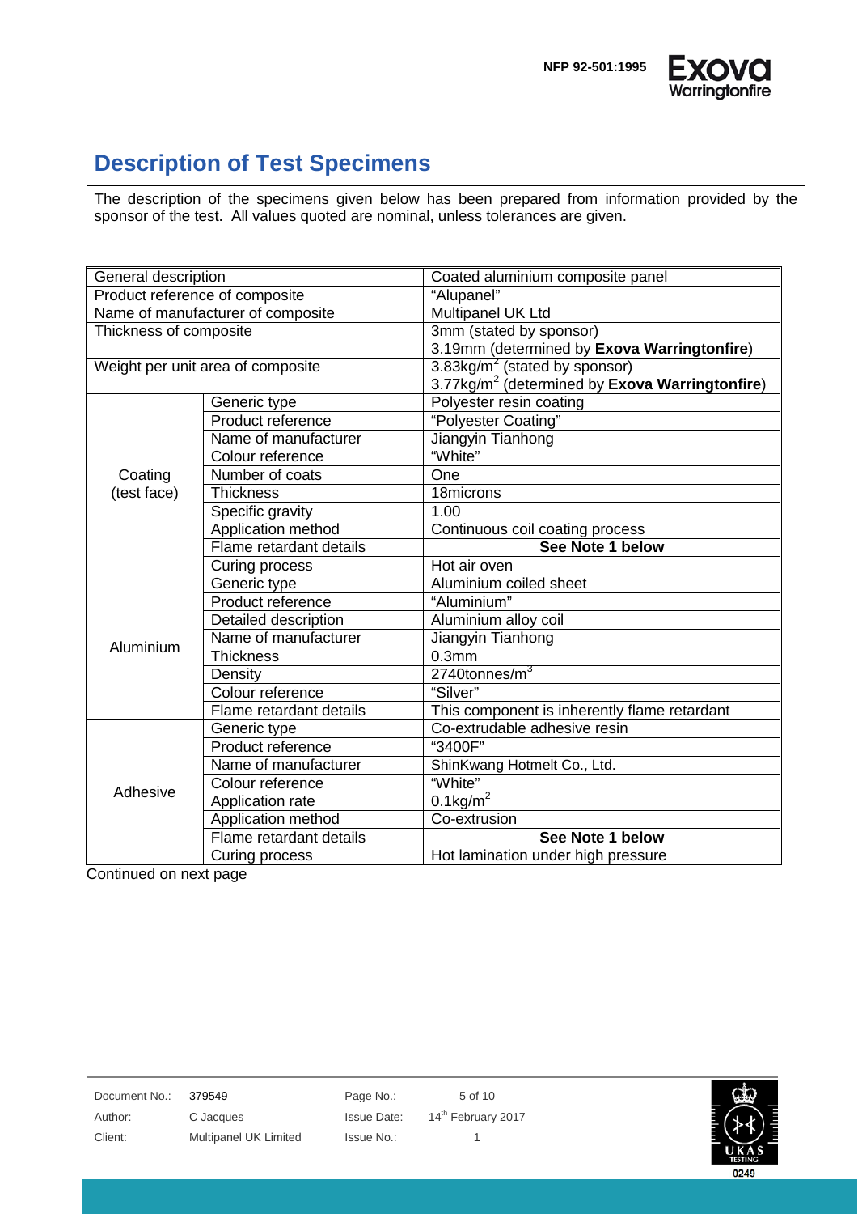# Description of Test Specimens

The description of the specimens given below has been prepared from information provided by the sponsor of the test. All values quoted are nominal, unless tolerances are given.

| | | |
|---|---|---|
| General description | | Coated aluminium composite panel |
| Product reference of composite | | "Alupanel" |
| Name of manufacturer of composite | | Multipanel UK Ltd |
| Thickness of composite | | 3mm (stated by sponsor)<br>3.19mm (determined by **Exova Warringtonfire**) |
| Weight per unit area of composite | | 3.83kg/m$^2$ (stated by sponsor)<br>3.77kg/m$^2$ (determined by **Exova Warringtonfire**) |
| Coating (test face) | Generic type | Polyester resin coating |
| | Product reference | "Polyester Coating" |
| | Name of manufacturer | Jiangyin Tianhong |
| | Colour reference | "White" |
| | Number of coats | One |
| | Thickness | 18microns |
| | Specific gravity | 1.00 |
| | Application method | Continuous coil coating process |
| | Flame retardant details | **See Note 1 below** |
| | Curing process | Hot air oven |
| Aluminium | Generic type | Aluminium coiled sheet |
| | Product reference | "Aluminium" |
| | Detailed description | Aluminium alloy coil |
| | Name of manufacturer | Jiangyin Tianhong |
| | Thickness | 0.3mm |
| | Density | 2740tonnes/m$^3$ |
| | Colour reference | "Silver" |
| | Flame retardant details | This component is inherently flame retardant |
| Adhesive | Generic type | Co-extrudable adhesive resin |
| | Product reference | "3400F" |
| | Name of manufacturer | ShinKwang Hotmelt Co., Ltd. |
| | Colour reference | "White" |
| | Application rate | 0.1kg/m$^2$ |
| | Application method | Co-extrusion |
| | Flame retardant details | **See Note 1 below** |
| | Curing process | Hot lamination under high pressure |

Continued on next page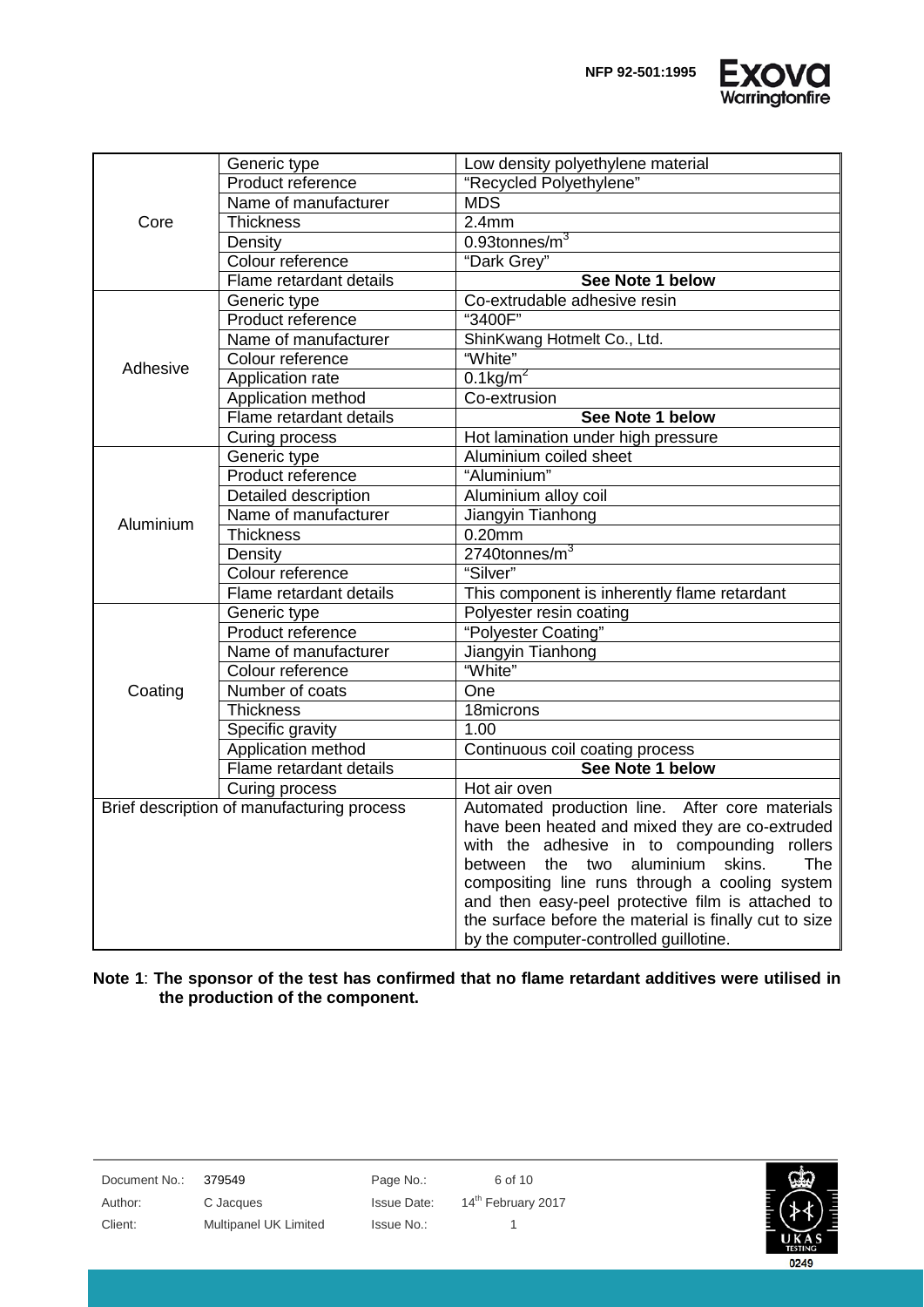| | | |
|---|---|---|
| Core | Generic type | Low density polyethylene material |
| | Product reference | "Recycled Polyethylene" |
| | Name of manufacturer | MDS |
| | Thickness | 2.4mm |
| | Density | 0.93tonnes/m$^3$ |
| | Colour reference | "Dark Grey" |
| | Flame retardant details | **See Note 1 below** |
| Adhesive | Generic type | Co-extrudable adhesive resin |
| | Product reference | "3400F" |
| | Name of manufacturer | ShinKwang Hotmelt Co., Ltd. |
| | Colour reference | "White" |
| | Application rate | 0.1kg/m$^2$ |
| | Application method | Co-extrusion |
| | Flame retardant details | **See Note 1 below** |
| | Curing process | Hot lamination under high pressure |
| Aluminium | Generic type | Aluminium coiled sheet |
| | Product reference | "Aluminium" |
| | Detailed description | Aluminium alloy coil |
| | Name of manufacturer | Jiangyin Tianhong |
| | Thickness | 0.20mm |
| | Density | 2740tonnes/m$^3$ |
| | Colour reference | "Silver" |
| | Flame retardant details | This component is inherently flame retardant |
| Coating | Generic type | Polyester resin coating |
| | Product reference | "Polyester Coating" |
| | Name of manufacturer | Jiangyin Tianhong |
| | Colour reference | "White" |
| | Number of coats | One |
| | Thickness | 18microns |
| | Specific gravity | 1.00 |
| | Application method | Continuous coil coating process |
| | Flame retardant details | **See Note 1 below** |
| | Curing process | Hot air oven |
| Brief description of manufacturing process | | Automated production line. After core materials have been heated and mixed they are co-extruded with the adhesive in to compounding rollers between the two aluminium skins. The compositing line runs through a cooling system and then easy-peel protective film is attached to the surface before the material is finally cut to size by the computer-controlled guillotine. |

**Note 1**: **The sponsor of the test has confirmed that no flame retardant additives were utilised in the production of the component.**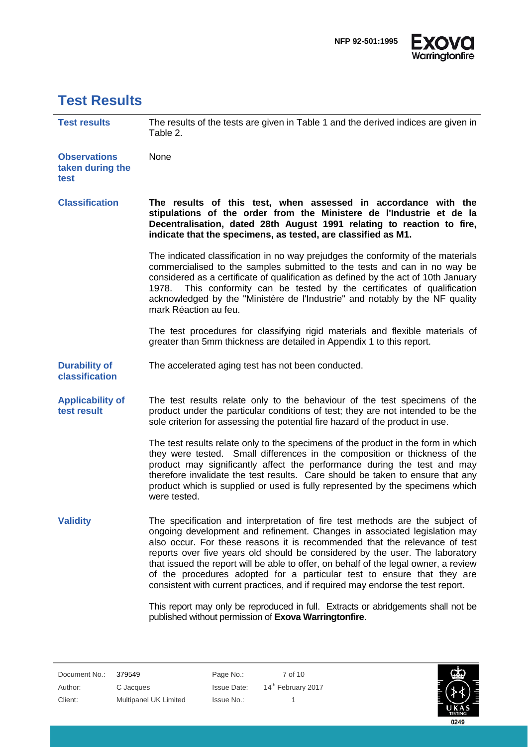# Test Results

**Test results**

The results of the tests are given in Table 1 and the derived indices are given in Table 2.

**Observations taken during the test**

None

**Classification**

**The results of this test, when assessed in accordance with the stipulations of the order from the Ministere de l'Industrie et de la Decentralisation, dated 28th August 1991 relating to reaction to fire, indicate that the specimens, as tested, are classified as M1.**

The indicated classification in no way prejudges the conformity of the materials commercialised to the samples submitted to the tests and can in no way be considered as a certificate of qualification as defined by the act of 10th January 1978. This conformity can be tested by the certificates of qualification acknowledged by the "Ministère de l'Industrie" and notably by the NF quality mark Réaction au feu.

The test procedures for classifying rigid materials and flexible materials of greater than 5mm thickness are detailed in Appendix 1 to this report.

**Durability of classification**

The accelerated aging test has not been conducted.

**Applicability of test result**

The test results relate only to the behaviour of the test specimens of the product under the particular conditions of test; they are not intended to be the sole criterion for assessing the potential fire hazard of the product in use.

The test results relate only to the specimens of the product in the form in which they were tested. Small differences in the composition or thickness of the product may significantly affect the performance during the test and may therefore invalidate the test results. Care should be taken to ensure that any product which is supplied or used is fully represented by the specimens which were tested.

**Validity**

The specification and interpretation of fire test methods are the subject of ongoing development and refinement. Changes in associated legislation may also occur. For these reasons it is recommended that the relevance of test reports over five years old should be considered by the user. The laboratory that issued the report will be able to offer, on behalf of the legal owner, a review of the procedures adopted for a particular test to ensure that they are consistent with current practices, and if required may endorse the test report.

This report may only be reproduced in full. Extracts or abridgements shall not be published without permission of **Exova Warringtonfire**.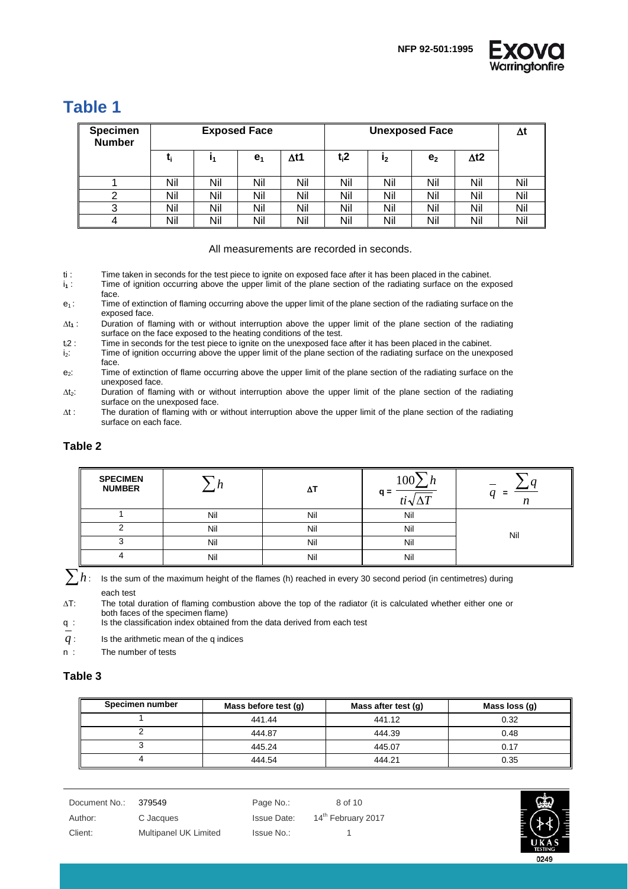# Table 1

| Specimen Number | Exposed Face | | | | Unexposed Face | | | | $\Delta t$ |
|---|---|---|---|---|---|---|---|---|---|
| | $t_i$ | $i_1$ | $e_1$ | $\Delta t1$ | $t_i2$ | $i_2$ | $e_2$ | $\Delta t2$ | |
| 1 | Nil | Nil | Nil | Nil | Nil | Nil | Nil | Nil | Nil |
| 2 | Nil | Nil | Nil | Nil | Nil | Nil | Nil | Nil | Nil |
| 3 | Nil | Nil | Nil | Nil | Nil | Nil | Nil | Nil | Nil |
| 4 | Nil | Nil | Nil | Nil | Nil | Nil | Nil | Nil | Nil |

All measurements are recorded in seconds.

- ti : Time taken in seconds for the test piece to ignite on exposed face after it has been placed in the cabinet.
- $i_1$ : Time of ignition occurring above the upper limit of the plane section of the radiating surface on the exposed face.
- $e_1$ : Time of extinction of flaming occurring above the upper limit of the plane section of the radiating surface on the exposed face.
- $\Delta t_1$ : Duration of flaming with or without interruption above the upper limit of the plane section of the radiating surface on the face exposed to the heating conditions of the test.
- $t_i2$ : Time in seconds for the test piece to ignite on the unexposed face after it has been placed in the cabinet.
- $i_2$: Time of ignition occurring above the upper limit of the plane section of the radiating surface on the unexposed face.
- $e_2$: Time of extinction of flame occurring above the upper limit of the plane section of the radiating surface on the unexposed face.
- $\Delta t_2$: Duration of flaming with or without interruption above the upper limit of the plane section of the radiating surface on the unexposed face.
- $\Delta t$ : The duration of flaming with or without interruption above the upper limit of the plane section of the radiating surface on each face.

## Table 2

| SPECIMEN NUMBER | $\sum h$ | $\Delta T$ | $q = \dfrac{100\sum h}{ti\sqrt{\Delta T}}$ | $\bar{q} = \dfrac{\sum q}{n}$ |
|---|---|---|---|---|
| 1 | Nil | Nil | Nil | Nil |
| 2 | Nil | Nil | Nil | |
| 3 | Nil | Nil | Nil | |
| 4 | Nil | Nil | Nil | |

- $\sum h$ : Is the sum of the maximum height of the flames (h) reached in every 30 second period (in centimetres) during each test
- $\Delta T$: The total duration of flaming combustion above the top of the radiator (it is calculated whether either one or both faces of the specimen flame)
- q : Is the classification index obtained from the data derived from each test
- $\bar{q}$ : Is the arithmetic mean of the q indices
- n : The number of tests

## Table 3

| Specimen number | Mass before test (g) | Mass after test (g) | Mass loss (g) |
|---|---|---|---|
| 1 | 441.44 | 441.12 | 0.32 |
| 2 | 444.87 | 444.39 | 0.48 |
| 3 | 445.24 | 445.07 | 0.17 |
| 4 | 444.54 | 444.21 | 0.35 |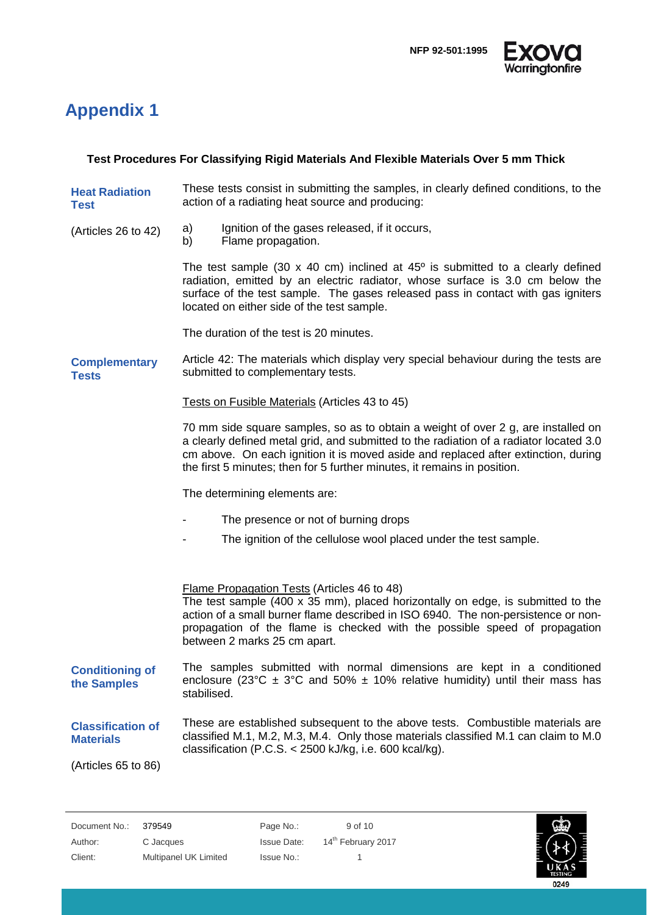# Appendix 1

**Test Procedures For Classifying Rigid Materials And Flexible Materials Over 5 mm Thick**

### Heat Radiation Test

(Articles 26 to 42)

These tests consist in submitting the samples, in clearly defined conditions, to the action of a radiating heat source and producing:

a) Ignition of the gases released, if it occurs,
b) Flame propagation.

The test sample (30 x 40 cm) inclined at 45º is submitted to a clearly defined radiation, emitted by an electric radiator, whose surface is 3.0 cm below the surface of the test sample. The gases released pass in contact with gas igniters located on either side of the test sample.

The duration of the test is 20 minutes.

### Complementary Tests

Article 42: The materials which display very special behaviour during the tests are submitted to complementary tests.

Tests on Fusible Materials (Articles 43 to 45)

70 mm side square samples, so as to obtain a weight of over 2 g, are installed on a clearly defined metal grid, and submitted to the radiation of a radiator located 3.0 cm above. On each ignition it is moved aside and replaced after extinction, during the first 5 minutes; then for 5 further minutes, it remains in position.

The determining elements are:

- The presence or not of burning drops
- The ignition of the cellulose wool placed under the test sample.

Flame Propagation Tests (Articles 46 to 48)
The test sample (400 x 35 mm), placed horizontally on edge, is submitted to the action of a small burner flame described in ISO 6940. The non-persistence or non-propagation of the flame is checked with the possible speed of propagation between 2 marks 25 cm apart.

### Conditioning of the Samples

The samples submitted with normal dimensions are kept in a conditioned enclosure (23°C ± 3°C and 50% ± 10% relative humidity) until their mass has stabilised.

### Classification of Materials

(Articles 65 to 86)

These are established subsequent to the above tests. Combustible materials are classified M.1, M.2, M.3, M.4. Only those materials classified M.1 can claim to M.0 classification (P.C.S. < 2500 kJ/kg, i.e. 600 kcal/kg).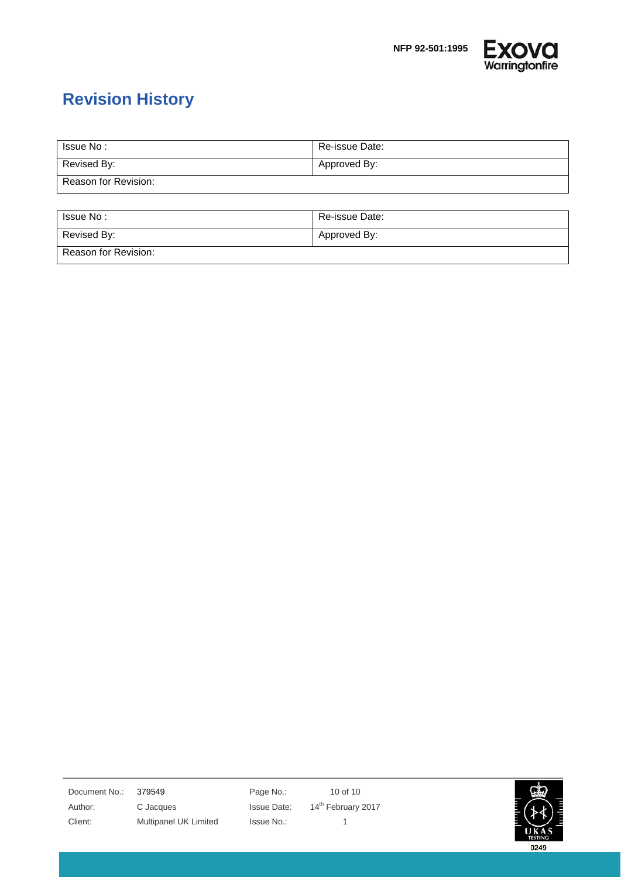# Revision History

| | |
|---|---|
| Issue No : | Re-issue Date: |
| Revised By: | Approved By: |
| Reason for Revision: | |

| | |
|---|---|
| Issue No : | Re-issue Date: |
| Revised By: | Approved By: |
| Reason for Revision: | |